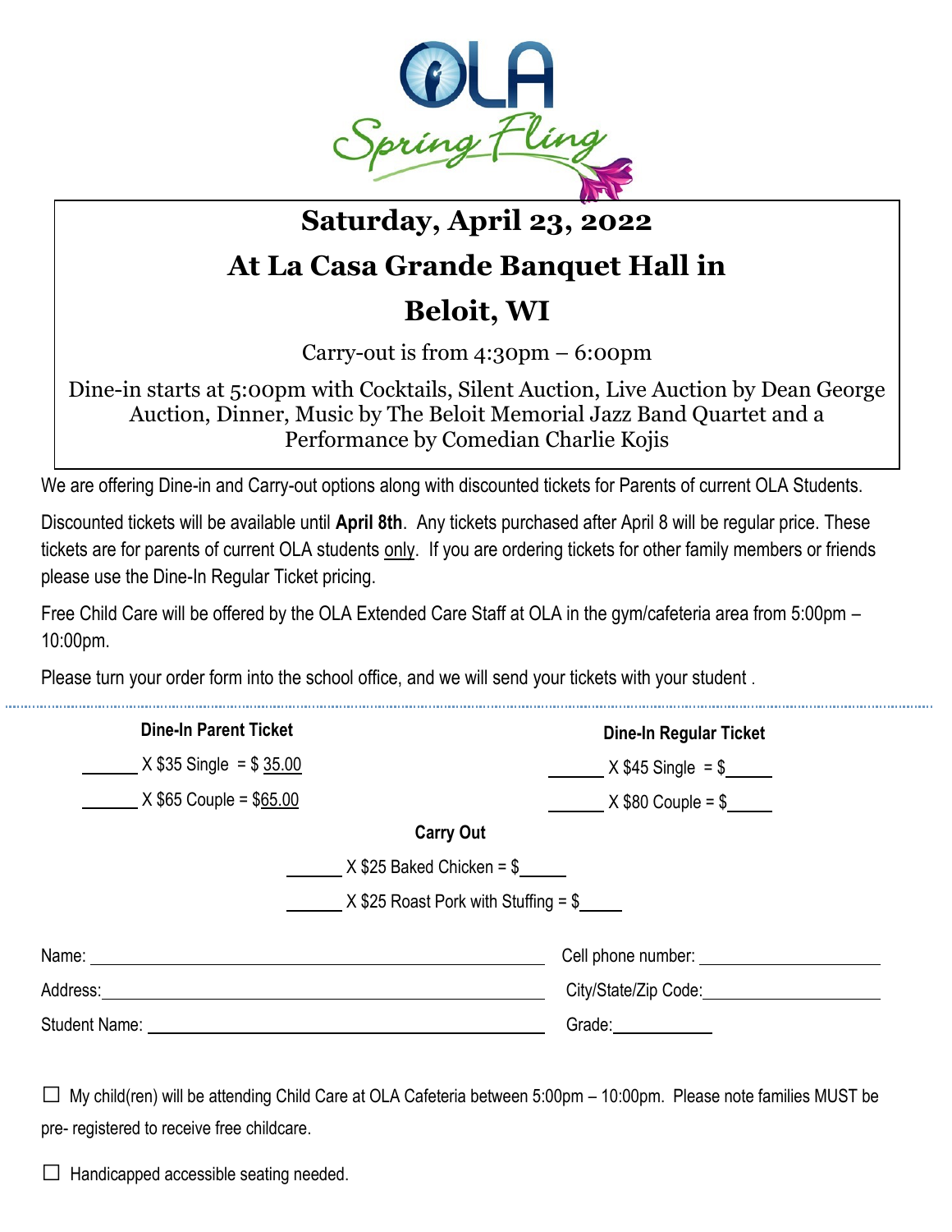# OLA Spring Fling

## Saturday, April 23, 2022

## At La Casa Grande Banquet Hall in Beloit, WI

Carry-out is from 4:30pm – 6:00pm

Dine-in starts at 5:00pm with Cocktails, Silent Auction, Live Auction by Dean George Auction, Dinner, Music by The Beloit Memorial Jazz Band Quartet and a Performance by Comedian Charlie Kojis

We are offering Dine-in and Carry-out options along with discounted tickets for Parents of current OLA Students.

Discounted tickets will be available until **April 8th**. Any tickets purchased after April 8 will be regular price. These tickets are for parents of current OLA students only. If you are ordering tickets for other family members or friends please use the Dine-In Regular Ticket pricing.

Free Child Care will be offered by the OLA Extended Care Staff at OLA in the gym/cafeteria area from 5:00pm – 10:00pm.

Please turn your order form into the school office, and we will send your tickets with your student .

---

**Dine-In Parent Ticket**

______ X $35 Single = $ 35.00

______ X $65 Couple = $65.00

**Dine-In Regular Ticket**

______ X $45 Single = $______

______ X $80 Couple = $______

**Carry Out**

______ X $25 Baked Chicken = $______

______ X $25 Roast Pork with Stuffing = $______

Name: ______________________ Cell phone number: ______________________

Address: ______________________ City/State/Zip Code: ______________________

Student Name: ______________________ Grade: __________

☐ My child(ren) will be attending Child Care at OLA Cafeteria between 5:00pm – 10:00pm. Please note families MUST be pre- registered to receive free childcare.

☐ Handicapped accessible seating needed.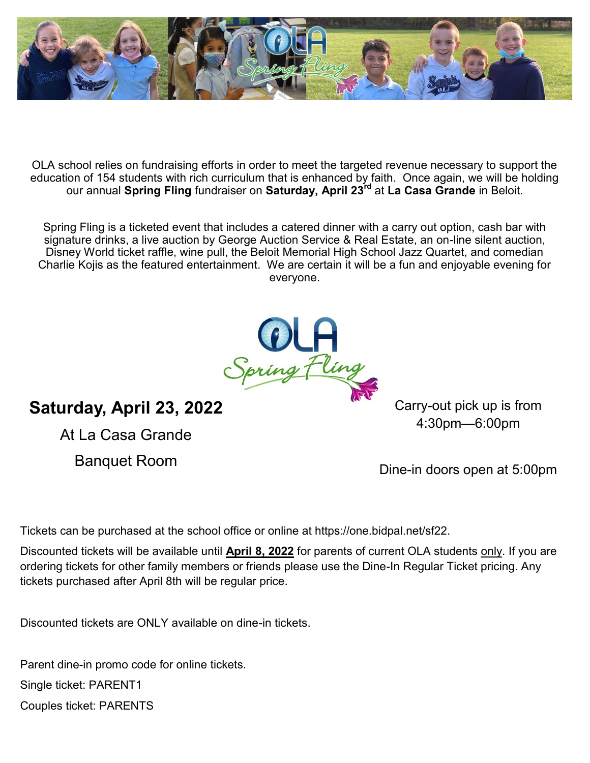OLA school relies on fundraising efforts in order to meet the targeted revenue necessary to support the education of 154 students with rich curriculum that is enhanced by faith. Once again, we will be holding our annual **Spring Fling** fundraiser on **Saturday, April 23rd** at **La Casa Grande** in Beloit.

Spring Fling is a ticketed event that includes a catered dinner with a carry out option, cash bar with signature drinks, a live auction by George Auction Service & Real Estate, an on-line silent auction, Disney World ticket raffle, wine pull, the Beloit Memorial High School Jazz Quartet, and comedian Charlie Kojis as the featured entertainment. We are certain it will be a fun and enjoyable evening for everyone.

**Saturday, April 23, 2022**

At La Casa Grande

Banquet Room

Carry-out pick up is from 4:30pm—6:00pm

Dine-in doors open at 5:00pm

Tickets can be purchased at the school office or online at https://one.bidpal.net/sf22.

Discounted tickets will be available until **April 8, 2022** for parents of current OLA students only. If you are ordering tickets for other family members or friends please use the Dine-In Regular Ticket pricing. Any tickets purchased after April 8th will be regular price.

Discounted tickets are ONLY available on dine-in tickets.

Parent dine-in promo code for online tickets.

Single ticket: PARENT1

Couples ticket: PARENTS